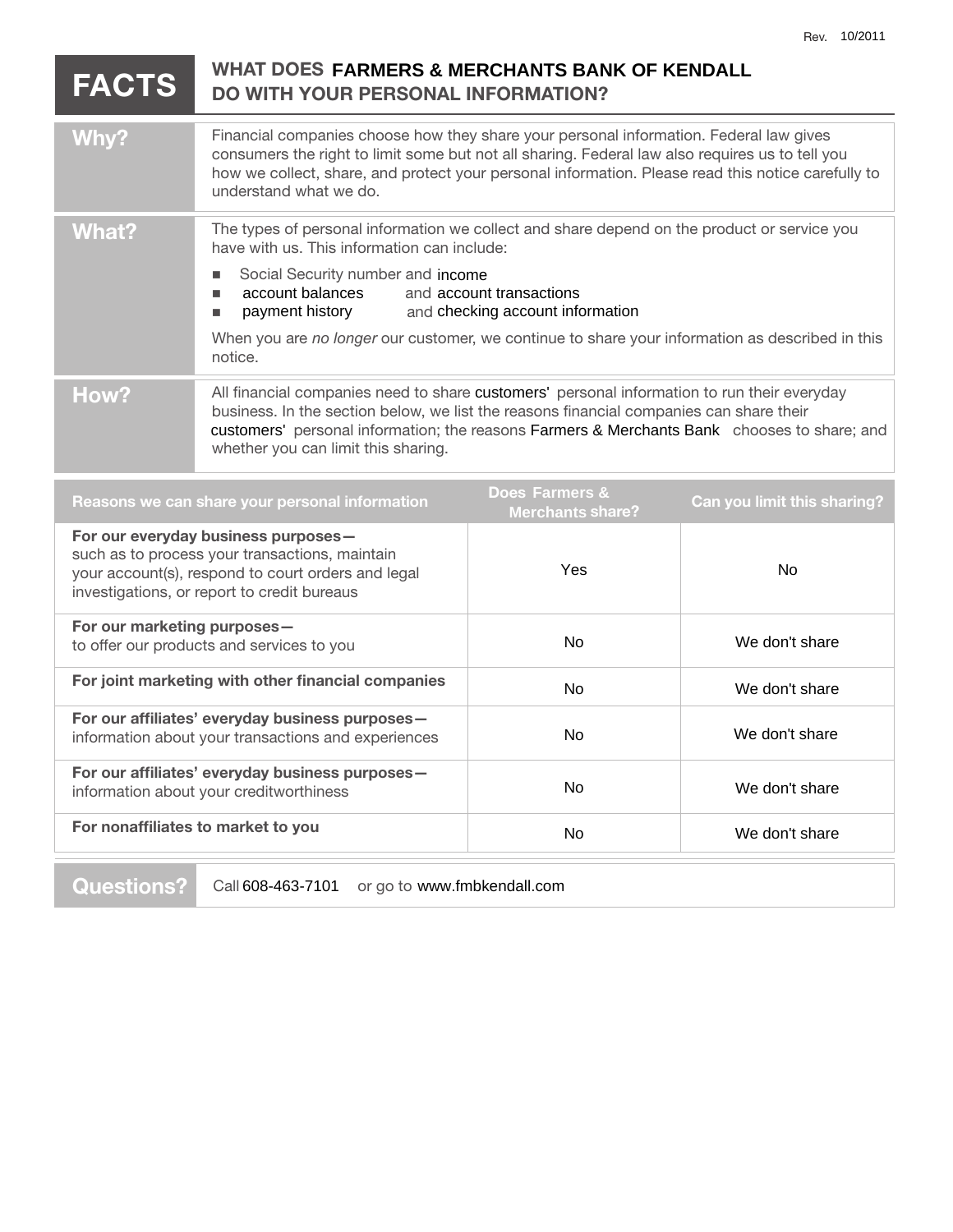Rev. 10/2011

# FACTS — WHAT DOES FARMERS & MERCHANTS BANK OF KENDALL DO WITH YOUR PERSONAL INFORMATION?

## Why?

Financial companies choose how they share your personal information. Federal law gives consumers the right to limit some but not all sharing. Federal law also requires us to tell you how we collect, share, and protect your personal information. Please read this notice carefully to understand what we do.

## What?

The types of personal information we collect and share depend on the product or service you have with us. This information can include:

- Social Security number and income
- account balances and account transactions
- payment history and checking account information

When you are *no longer* our customer, we continue to share your information as described in this notice.

## How?

All financial companies need to share customers' personal information to run their everyday business. In the section below, we list the reasons financial companies can share their customers' personal information; the reasons Farmers & Merchants Bank chooses to share; and whether you can limit this sharing.

| Reasons we can share your personal information | Does Farmers & Merchants share? | Can you limit this sharing? |
|---|---|---|
| **For our everyday business purposes—** such as to process your transactions, maintain your account(s), respond to court orders and legal investigations, or report to credit bureaus | Yes | No |
| **For our marketing purposes—** to offer our products and services to you | No | We don't share |
| **For joint marketing with other financial companies** | No | We don't share |
| **For our affiliates' everyday business purposes—** information about your transactions and experiences | No | We don't share |
| **For our affiliates' everyday business purposes—** information about your creditworthiness | No | We don't share |
| **For nonaffiliates to market to you** | No | We don't share |

## Questions?

Call 608-463-7101 or go to www.fmbkendall.com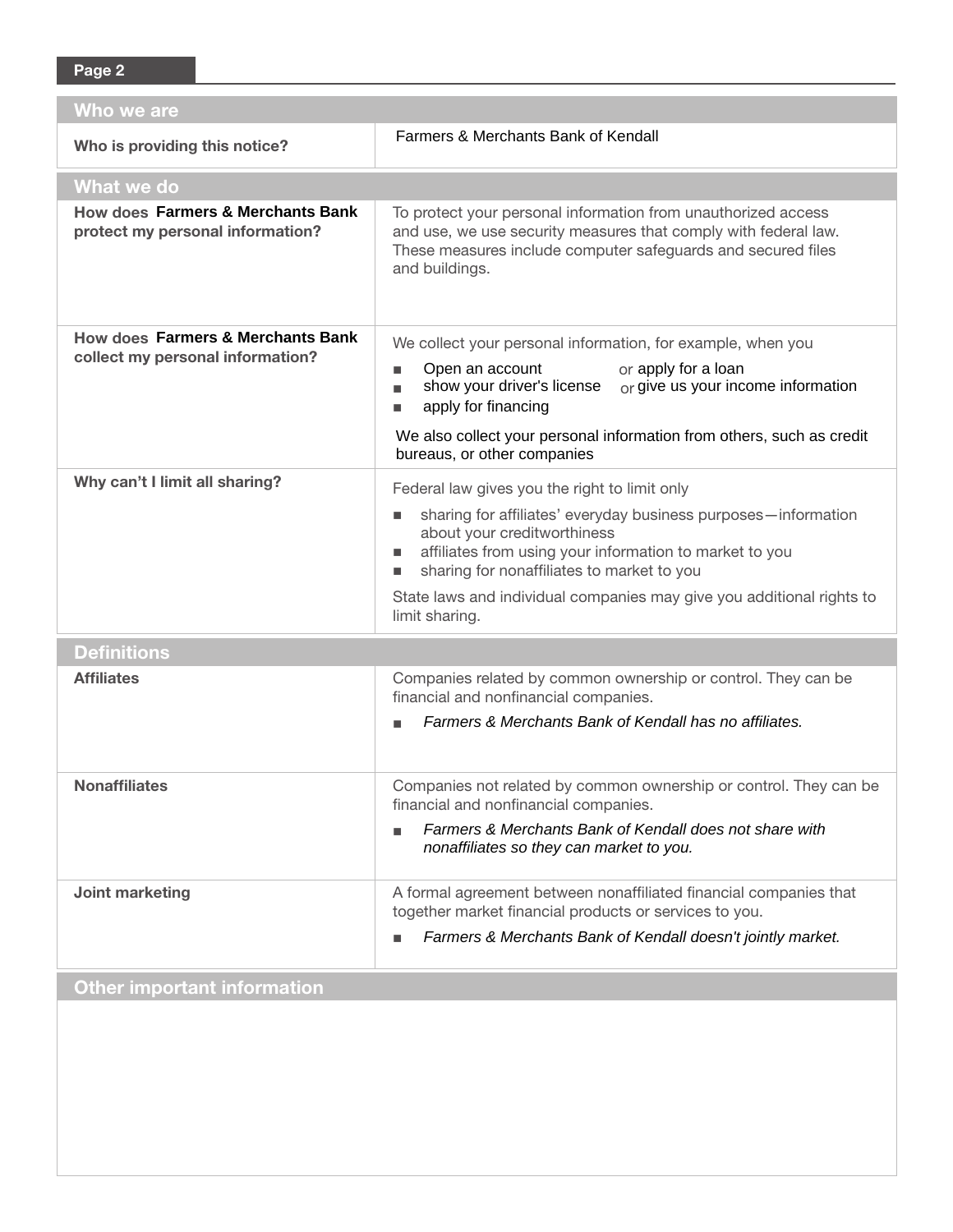| Who we are | |
|---|---|
| **Who is providing this notice?** | Farmers & Merchants Bank of Kendall |

| What we do | |
|---|---|
| **How does Farmers & Merchants Bank protect my personal information?** | To protect your personal information from unauthorized access and use, we use security measures that comply with federal law. These measures include computer safeguards and secured files and buildings. |
| **How does Farmers & Merchants Bank collect my personal information?** | We collect your personal information, for example, when you<br>■ Open an account or apply for a loan<br>■ show your driver's license or give us your income information<br>■ apply for financing<br><br>We also collect your personal information from others, such as credit bureaus, or other companies |
| **Why can't I limit all sharing?** | Federal law gives you the right to limit only<br>■ sharing for affiliates' everyday business purposes—information about your creditworthiness<br>■ affiliates from using your information to market to you<br>■ sharing for nonaffiliates to market to you<br><br>State laws and individual companies may give you additional rights to limit sharing. |

| Definitions | |
|---|---|
| **Affiliates** | Companies related by common ownership or control. They can be financial and nonfinancial companies.<br>■ *Farmers & Merchants Bank of Kendall has no affiliates.* |
| **Nonaffiliates** | Companies not related by common ownership or control. They can be financial and nonfinancial companies.<br>■ *Farmers & Merchants Bank of Kendall does not share with nonaffiliates so they can market to you.* |
| **Joint marketing** | A formal agreement between nonaffiliated financial companies that together market financial products or services to you.<br>■ *Farmers & Merchants Bank of Kendall doesn't jointly market.* |

## Other important information